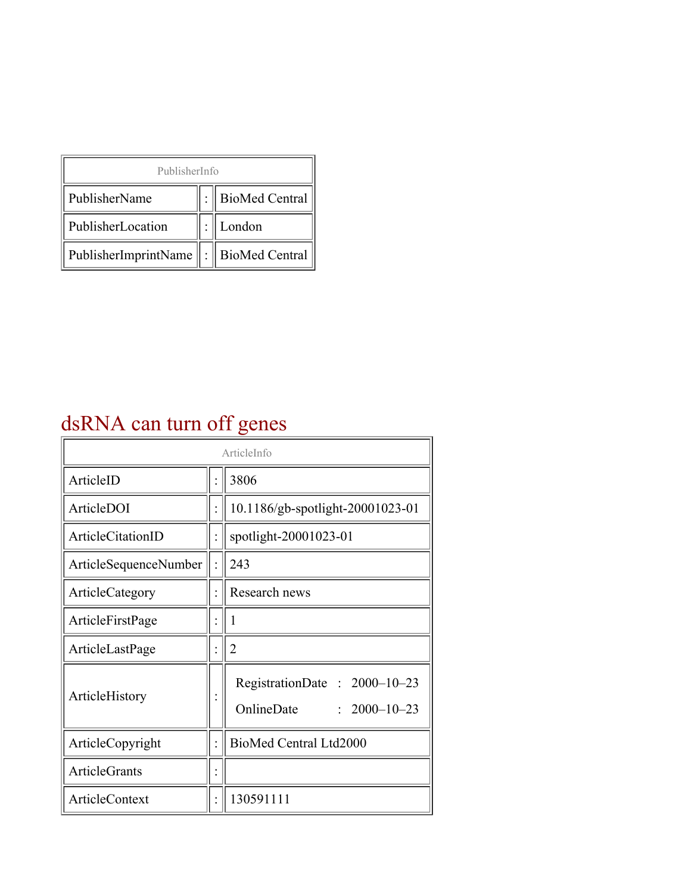| PublisherInfo | | |
|---|---|---|
| PublisherName | : | BioMed Central |
| PublisherLocation | : | London |
| PublisherImprintName | : | BioMed Central |

# dsRNA can turn off genes

| ArticleInfo | | |
|---|---|---|
| ArticleID | : | 3806 |
| ArticleDOI | : | 10.1186/gb-spotlight-20001023-01 |
| ArticleCitationID | : | spotlight-20001023-01 |
| ArticleSequenceNumber | : | 243 |
| ArticleCategory | : | Research news |
| ArticleFirstPage | : | 1 |
| ArticleLastPage | : | 2 |
| ArticleHistory | : | RegistrationDate : 2000–10–23<br>OnlineDate : 2000–10–23 |
| ArticleCopyright | : | BioMed Central Ltd2000 |
| ArticleGrants | : | |
| ArticleContext | : | 130591111 |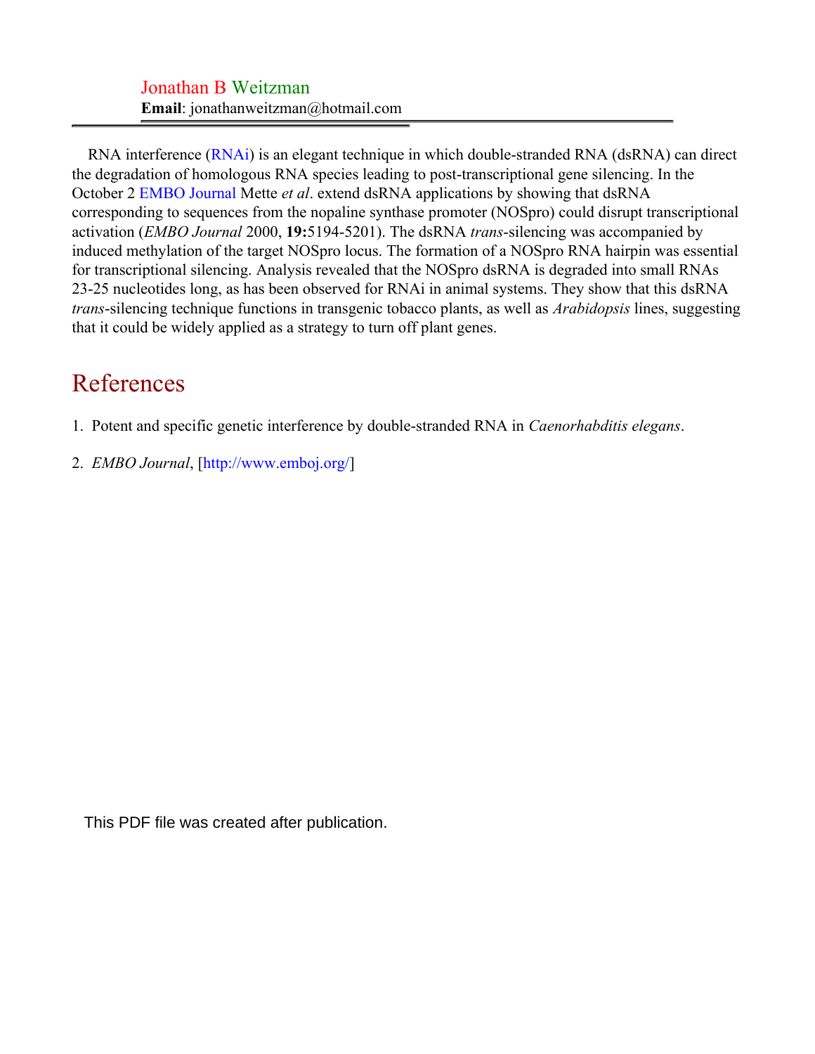Jonathan B Weitzman
**Email**: jonathanweitzman@hotmail.com

RNA interference (RNAi) is an elegant technique in which double-stranded RNA (dsRNA) can direct the degradation of homologous RNA species leading to post-transcriptional gene silencing. In the October 2 EMBO Journal Mette *et al*. extend dsRNA applications by showing that dsRNA corresponding to sequences from the nopaline synthase promoter (NOSpro) could disrupt transcriptional activation (*EMBO Journal* 2000, **19:**5194-5201). The dsRNA *trans*-silencing was accompanied by induced methylation of the target NOSpro locus. The formation of a NOSpro RNA hairpin was essential for transcriptional silencing. Analysis revealed that the NOSpro dsRNA is degraded into small RNAs 23-25 nucleotides long, as has been observed for RNAi in animal systems. They show that this dsRNA *trans*-silencing technique functions in transgenic tobacco plants, as well as *Arabidopsis* lines, suggesting that it could be widely applied as a strategy to turn off plant genes.

## References

1. Potent and specific genetic interference by double-stranded RNA in *Caenorhabditis elegans*.

2. *EMBO Journal*, [http://www.emboj.org/]

This PDF file was created after publication.